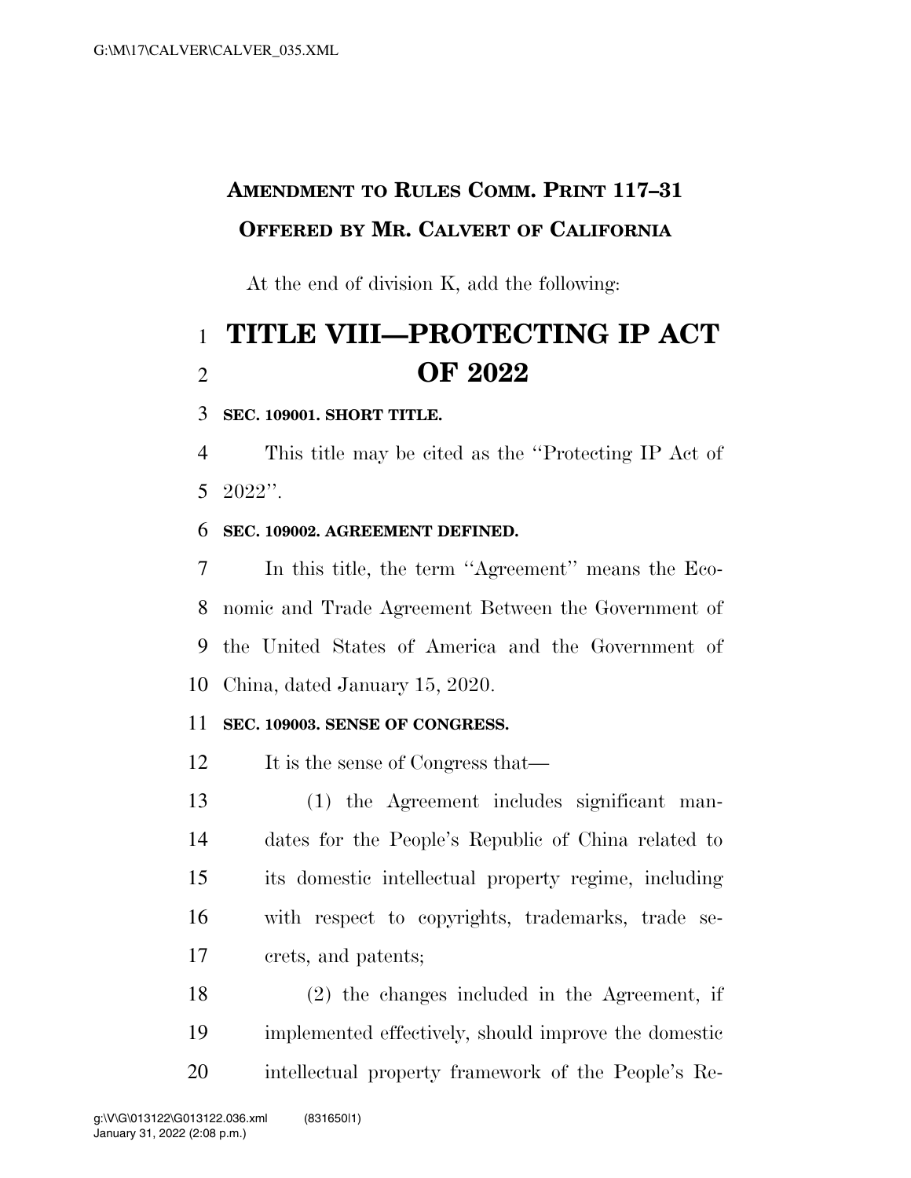**AMENDMENT TO RULES COMM. PRINT 117–31**
**OFFERED BY MR. CALVERT OF CALIFORNIA**

At the end of division K, add the following:

# TITLE VIII—PROTECTING IP ACT OF 2022

**SEC. 109001. SHORT TITLE.**

This title may be cited as the ''Protecting IP Act of 2022''.

**SEC. 109002. AGREEMENT DEFINED.**

In this title, the term ''Agreement'' means the Economic and Trade Agreement Between the Government of the United States of America and the Government of China, dated January 15, 2020.

**SEC. 109003. SENSE OF CONGRESS.**

It is the sense of Congress that—

(1) the Agreement includes significant mandates for the People's Republic of China related to its domestic intellectual property regime, including with respect to copyrights, trademarks, trade secrets, and patents;

(2) the changes included in the Agreement, if implemented effectively, should improve the domestic intellectual property framework of the People's Re-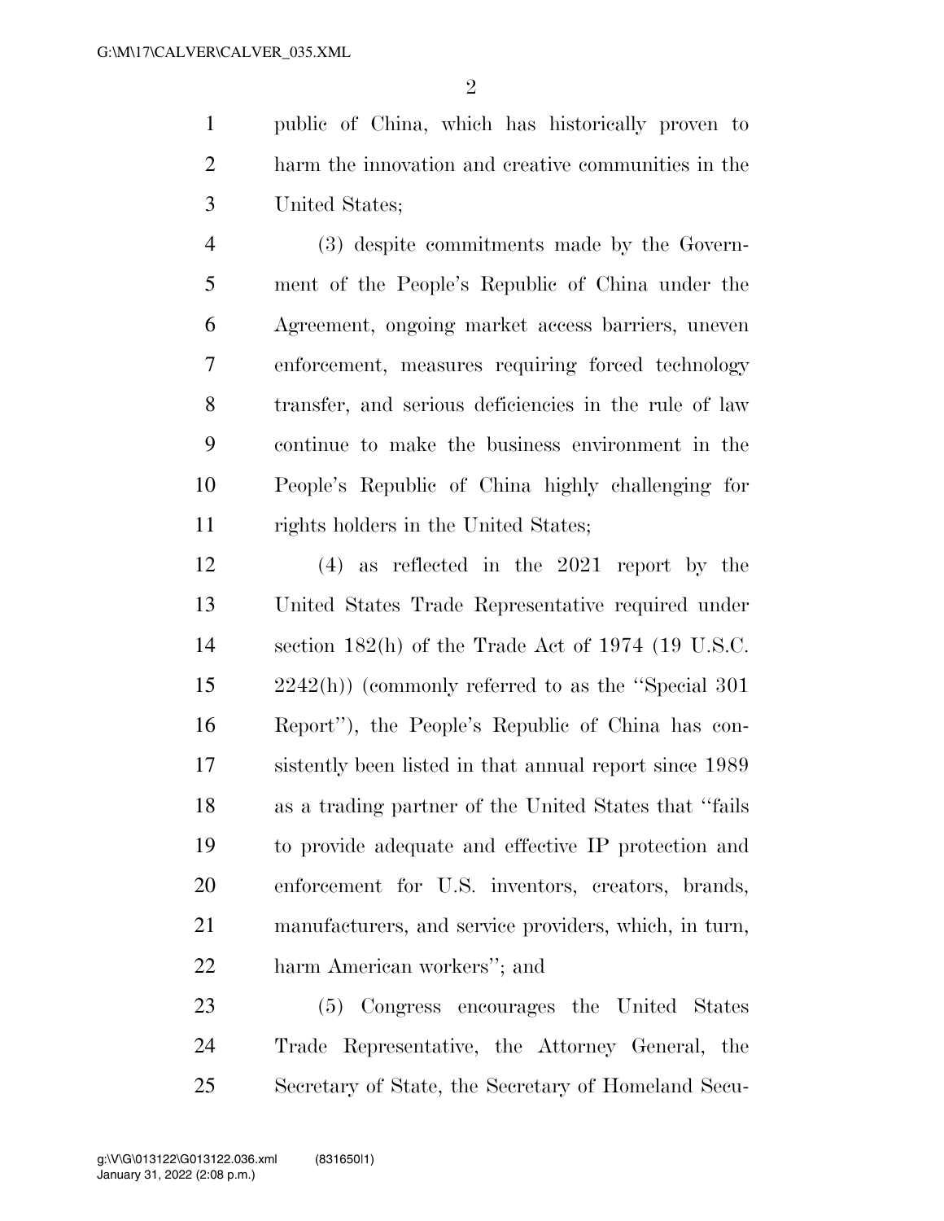public of China, which has historically proven to harm the innovation and creative communities in the United States;

(3) despite commitments made by the Government of the People's Republic of China under the Agreement, ongoing market access barriers, uneven enforcement, measures requiring forced technology transfer, and serious deficiencies in the rule of law continue to make the business environment in the People's Republic of China highly challenging for rights holders in the United States;

(4) as reflected in the 2021 report by the United States Trade Representative required under section 182(h) of the Trade Act of 1974 (19 U.S.C. 2242(h)) (commonly referred to as the "Special 301 Report"), the People's Republic of China has consistently been listed in that annual report since 1989 as a trading partner of the United States that "fails to provide adequate and effective IP protection and enforcement for U.S. inventors, creators, brands, manufacturers, and service providers, which, in turn, harm American workers"; and

(5) Congress encourages the United States Trade Representative, the Attorney General, the Secretary of State, the Secretary of Homeland Secu-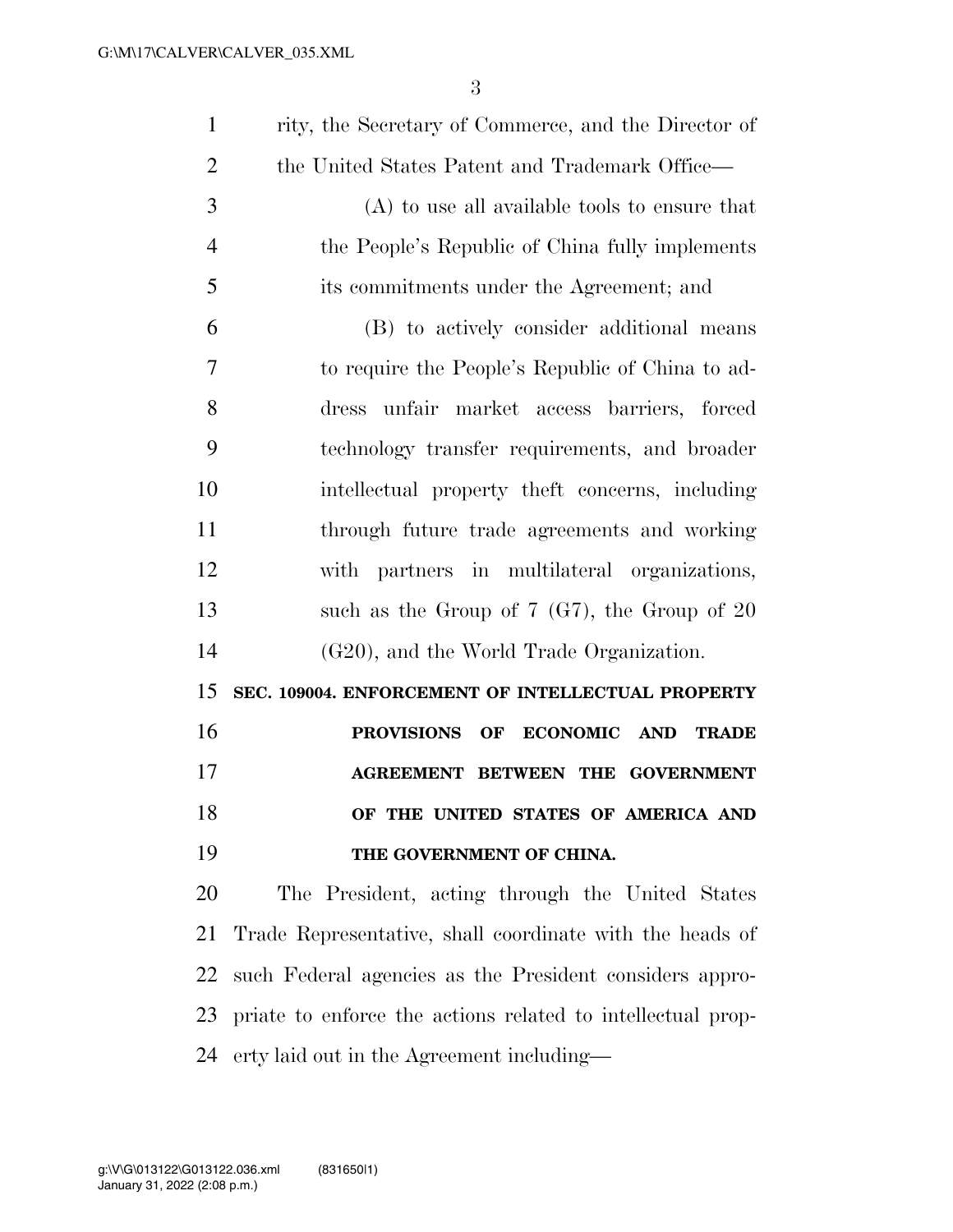rity, the Secretary of Commerce, and the Director of the United States Patent and Trademark Office—

(A) to use all available tools to ensure that the People's Republic of China fully implements its commitments under the Agreement; and

(B) to actively consider additional means to require the People's Republic of China to address unfair market access barriers, forced technology transfer requirements, and broader intellectual property theft concerns, including through future trade agreements and working with partners in multilateral organizations, such as the Group of 7 (G7), the Group of 20 (G20), and the World Trade Organization.

**SEC. 109004. ENFORCEMENT OF INTELLECTUAL PROPERTY PROVISIONS OF ECONOMIC AND TRADE AGREEMENT BETWEEN THE GOVERNMENT OF THE UNITED STATES OF AMERICA AND THE GOVERNMENT OF CHINA.**

The President, acting through the United States Trade Representative, shall coordinate with the heads of such Federal agencies as the President considers appropriate to enforce the actions related to intellectual property laid out in the Agreement including—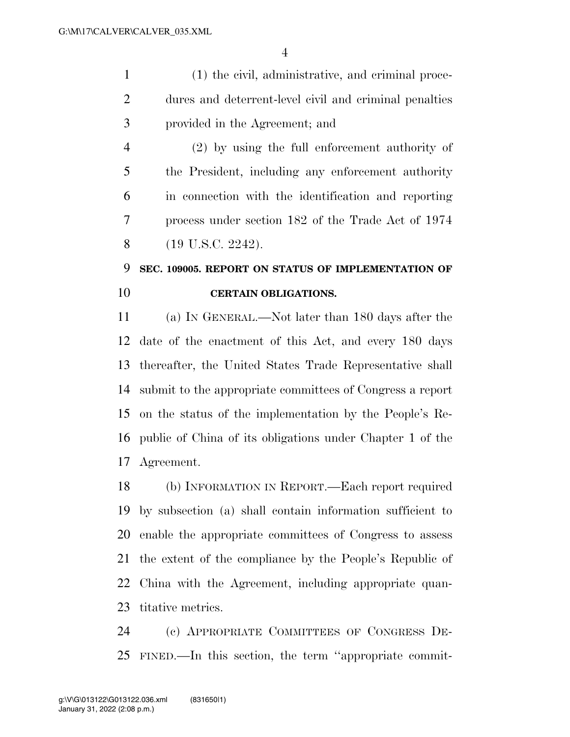(1) the civil, administrative, and criminal procedures and deterrent-level civil and criminal penalties provided in the Agreement; and

(2) by using the full enforcement authority of the President, including any enforcement authority in connection with the identification and reporting process under section 182 of the Trade Act of 1974 (19 U.S.C. 2242).

## SEC. 109005. REPORT ON STATUS OF IMPLEMENTATION OF CERTAIN OBLIGATIONS.

(a) IN GENERAL.—Not later than 180 days after the date of the enactment of this Act, and every 180 days thereafter, the United States Trade Representative shall submit to the appropriate committees of Congress a report on the status of the implementation by the People's Republic of China of its obligations under Chapter 1 of the Agreement.

(b) INFORMATION IN REPORT.—Each report required by subsection (a) shall contain information sufficient to enable the appropriate committees of Congress to assess the extent of the compliance by the People's Republic of China with the Agreement, including appropriate quantitative metrics.

(c) APPROPRIATE COMMITTEES OF CONGRESS DEFINED.—In this section, the term "appropriate commit-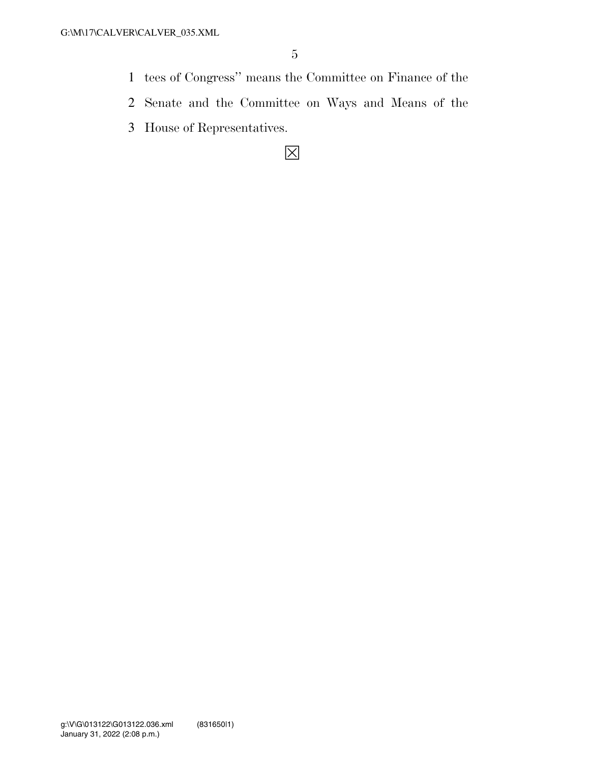tees of Congress'' means the Committee on Finance of the Senate and the Committee on Ways and Means of the House of Representatives.